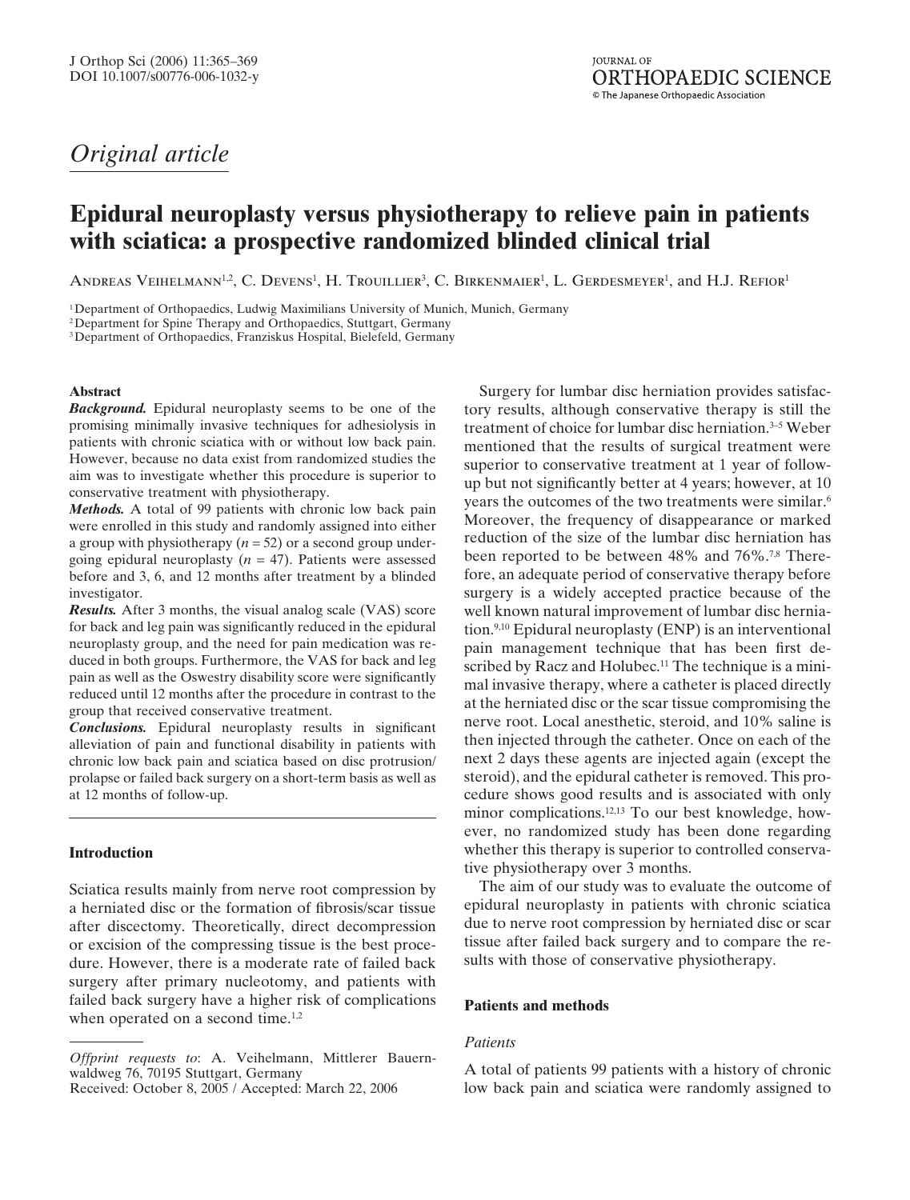*Original article*

# Epidural neuroplasty versus physiotherapy to relieve pain in patients with sciatica: a prospective randomized blinded clinical trial

Andreas Veihelmann[1,2], C. Devens[1], H. Trouillier[3], C. Birkenmaier[1], L. Gerdesmeyer[1], and H.J. Refior[1]

[1] Department of Orthopaedics, Ludwig Maximilians University of Munich, Munich, Germany
[2] Department for Spine Therapy and Orthopaedics, Stuttgart, Germany
[3] Department of Orthopaedics, Franziskus Hospital, Bielefeld, Germany

#### Abstract

***Background.*** Epidural neuroplasty seems to be one of the promising minimally invasive techniques for adhesiolysis in patients with chronic sciatica with or without low back pain. However, because no data exist from randomized studies the aim was to investigate whether this procedure is superior to conservative treatment with physiotherapy.

***Methods.*** A total of 99 patients with chronic low back pain were enrolled in this study and randomly assigned into either a group with physiotherapy ($n = 52$) or a second group undergoing epidural neuroplasty ($n = 47$). Patients were assessed before and 3, 6, and 12 months after treatment by a blinded investigator.

***Results.*** After 3 months, the visual analog scale (VAS) score for back and leg pain was significantly reduced in the epidural neuroplasty group, and the need for pain medication was reduced in both groups. Furthermore, the VAS for back and leg pain as well as the Oswestry disability score were significantly reduced until 12 months after the procedure in contrast to the group that received conservative treatment.

***Conclusions.*** Epidural neuroplasty results in significant alleviation of pain and functional disability in patients with chronic low back pain and sciatica based on disc protrusion/prolapse or failed back surgery on a short-term basis as well as at 12 months of follow-up.

## Introduction

Sciatica results mainly from nerve root compression by a herniated disc or the formation of fibrosis/scar tissue after discectomy. Theoretically, direct decompression or excision of the compressing tissue is the best procedure. However, there is a moderate rate of failed back surgery after primary nucleotomy, and patients with failed back surgery have a higher risk of complications when operated on a second time.[1,2]

Surgery for lumbar disc herniation provides satisfactory results, although conservative therapy is still the treatment of choice for lumbar disc herniation.[3–5] Weber mentioned that the results of surgical treatment were superior to conservative treatment at 1 year of follow-up but not significantly better at 4 years; however, at 10 years the outcomes of the two treatments were similar.[6] Moreover, the frequency of disappearance or marked reduction of the size of the lumbar disc herniation has been reported to be between 48% and 76%.[7,8] Therefore, an adequate period of conservative therapy before surgery is a widely accepted practice because of the well known natural improvement of lumbar disc herniation.[9,10] Epidural neuroplasty (ENP) is an interventional pain management technique that has been first described by Racz and Holubec.[11] The technique is a minimal invasive therapy, where a catheter is placed directly at the herniated disc or the scar tissue compromising the nerve root. Local anesthetic, steroid, and 10% saline is then injected through the catheter. Once on each of the next 2 days these agents are injected again (except the steroid), and the epidural catheter is removed. This procedure shows good results and is associated with only minor complications.[12,13] To our best knowledge, however, no randomized study has been done regarding whether this therapy is superior to controlled conservative physiotherapy over 3 months.

The aim of our study was to evaluate the outcome of epidural neuroplasty in patients with chronic sciatica due to nerve root compression by herniated disc or scar tissue after failed back surgery and to compare the results with those of conservative physiotherapy.

## Patients and methods

### *Patients*

A total of patients 99 patients with a history of chronic low back pain and sciatica were randomly assigned to

---

*Offprint requests to*: A. Veihelmann, Mittlerer Bauernwaldweg 76, 70195 Stuttgart, Germany
Received: October 8, 2005 / Accepted: March 22, 2006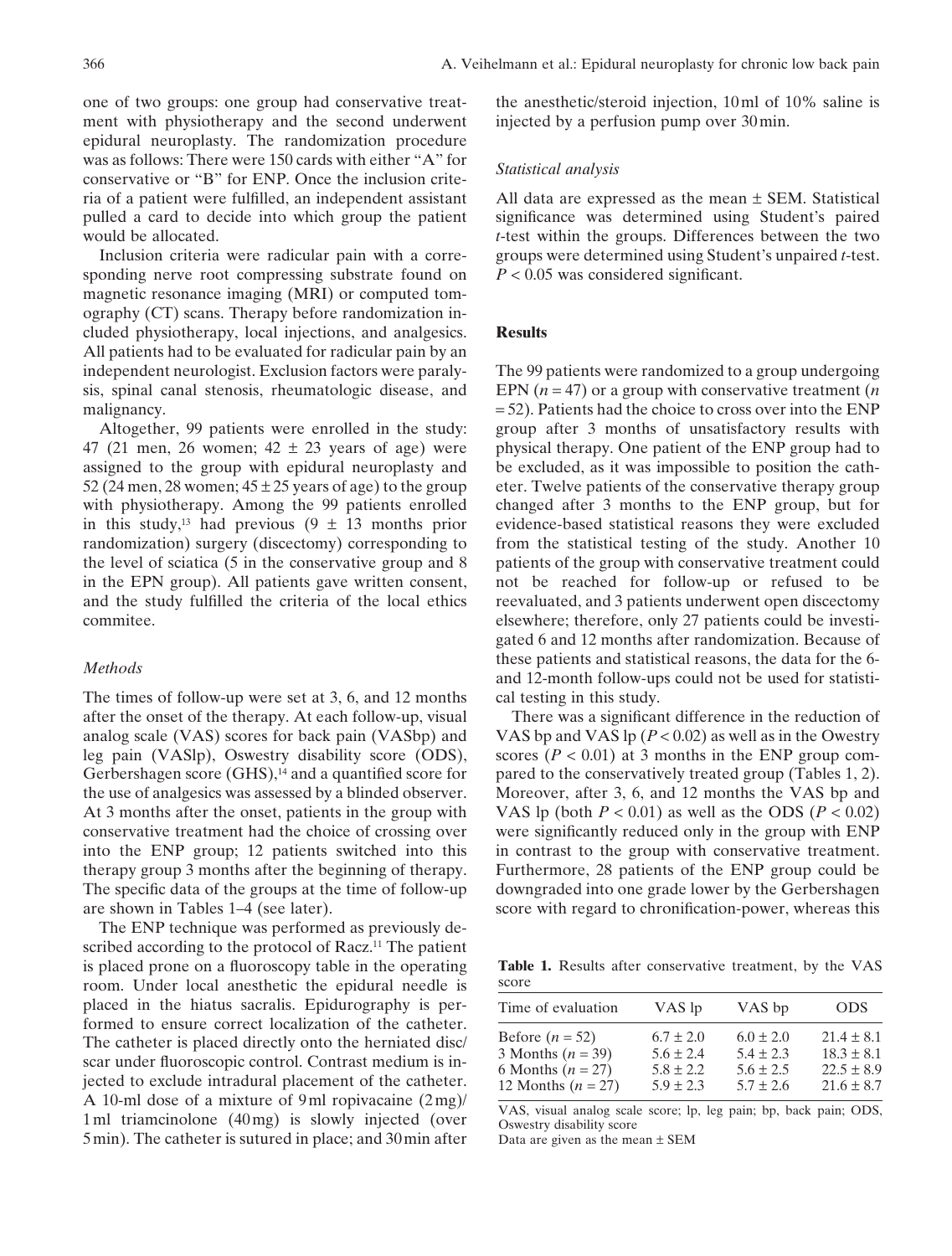one of two groups: one group had conservative treatment with physiotherapy and the second underwent epidural neuroplasty. The randomization procedure was as follows: There were 150 cards with either "A" for conservative or "B" for ENP. Once the inclusion criteria of a patient were fulfilled, an independent assistant pulled a card to decide into which group the patient would be allocated.

Inclusion criteria were radicular pain with a corresponding nerve root compressing substrate found on magnetic resonance imaging (MRI) or computed tomography (CT) scans. Therapy before randomization included physiotherapy, local injections, and analgesics. All patients had to be evaluated for radicular pain by an independent neurologist. Exclusion factors were paralysis, spinal canal stenosis, rheumatologic disease, and malignancy.

Altogether, 99 patients were enrolled in the study: 47 (21 men, 26 women; 42 ± 23 years of age) were assigned to the group with epidural neuroplasty and 52 (24 men, 28 women; 45 ± 25 years of age) to the group with physiotherapy. Among the 99 patients enrolled in this study,[13] had previous (9 ± 13 months prior randomization) surgery (discectomy) corresponding to the level of sciatica (5 in the conservative group and 8 in the EPN group). All patients gave written consent, and the study fulfilled the criteria of the local ethics commitee.

### *Methods*

The times of follow-up were set at 3, 6, and 12 months after the onset of the therapy. At each follow-up, visual analog scale (VAS) scores for back pain (VASbp) and leg pain (VASlp), Oswestry disability score (ODS), Gerbershagen score (GHS),[14] and a quantified score for the use of analgesics was assessed by a blinded observer. At 3 months after the onset, patients in the group with conservative treatment had the choice of crossing over into the ENP group; 12 patients switched into this therapy group 3 months after the beginning of therapy. The specific data of the groups at the time of follow-up are shown in Tables 1–4 (see later).

The ENP technique was performed as previously described according to the protocol of Racz.[11] The patient is placed prone on a fluoroscopy table in the operating room. Under local anesthetic the epidural needle is placed in the hiatus sacralis. Epidurography is performed to ensure correct localization of the catheter. The catheter is placed directly onto the herniated disc/scar under fluoroscopic control. Contrast medium is injected to exclude intradural placement of the catheter. A 10-ml dose of a mixture of 9 ml ropivacaine (2 mg)/1 ml triamcinolone (40 mg) is slowly injected (over 5 min). The catheter is sutured in place; and 30 min after the anesthetic/steroid injection, 10 ml of 10% saline is injected by a perfusion pump over 30 min.

### *Statistical analysis*

All data are expressed as the mean ± SEM. Statistical significance was determined using Student's paired *t*-test within the groups. Differences between the two groups were determined using Student's unpaired *t*-test. $P < 0.05$ was considered significant.

## Results

The 99 patients were randomized to a group undergoing EPN ($n = 47$) or a group with conservative treatment ($n = 52$). Patients had the choice to cross over into the ENP group after 3 months of unsatisfactory results with physical therapy. One patient of the ENP group had to be excluded, as it was impossible to position the catheter. Twelve patients of the conservative therapy group changed after 3 months to the ENP group, but for evidence-based statistical reasons they were excluded from the statistical testing of the study. Another 10 patients of the group with conservative treatment could not be reached for follow-up or refused to be reevaluated, and 3 patients underwent open discectomy elsewhere; therefore, only 27 patients could be investigated 6 and 12 months after randomization. Because of these patients and statistical reasons, the data for the 6- and 12-month follow-ups could not be used for statistical testing in this study.

There was a significant difference in the reduction of VAS bp and VAS lp ($P < 0.02$) as well as in the Owestry scores ($P < 0.01$) at 3 months in the ENP group compared to the conservatively treated group (Tables 1, 2). Moreover, after 3, 6, and 12 months the VAS bp and VAS lp (both $P < 0.01$) as well as the ODS ($P < 0.02$) were significantly reduced only in the group with ENP in contrast to the group with conservative treatment. Furthermore, 28 patients of the ENP group could be downgraded into one grade lower by the Gerbershagen score with regard to chronification-power, whereas this

**Table 1.** Results after conservative treatment, by the VAS score

| Time of evaluation | VAS lp | VAS bp | ODS |
|---|---|---|---|
| Before ($n = 52$) | 6.7 ± 2.0 | 6.0 ± 2.0 | 21.4 ± 8.1 |
| 3 Months ($n = 39$) | 5.6 ± 2.4 | 5.4 ± 2.3 | 18.3 ± 8.1 |
| 6 Months ($n = 27$) | 5.8 ± 2.2 | 5.6 ± 2.5 | 22.5 ± 8.9 |
| 12 Months ($n = 27$) | 5.9 ± 2.3 | 5.7 ± 2.6 | 21.6 ± 8.7 |

VAS, visual analog scale score; lp, leg pain; bp, back pain; ODS, Oswestry disability score

Data are given as the mean ± SEM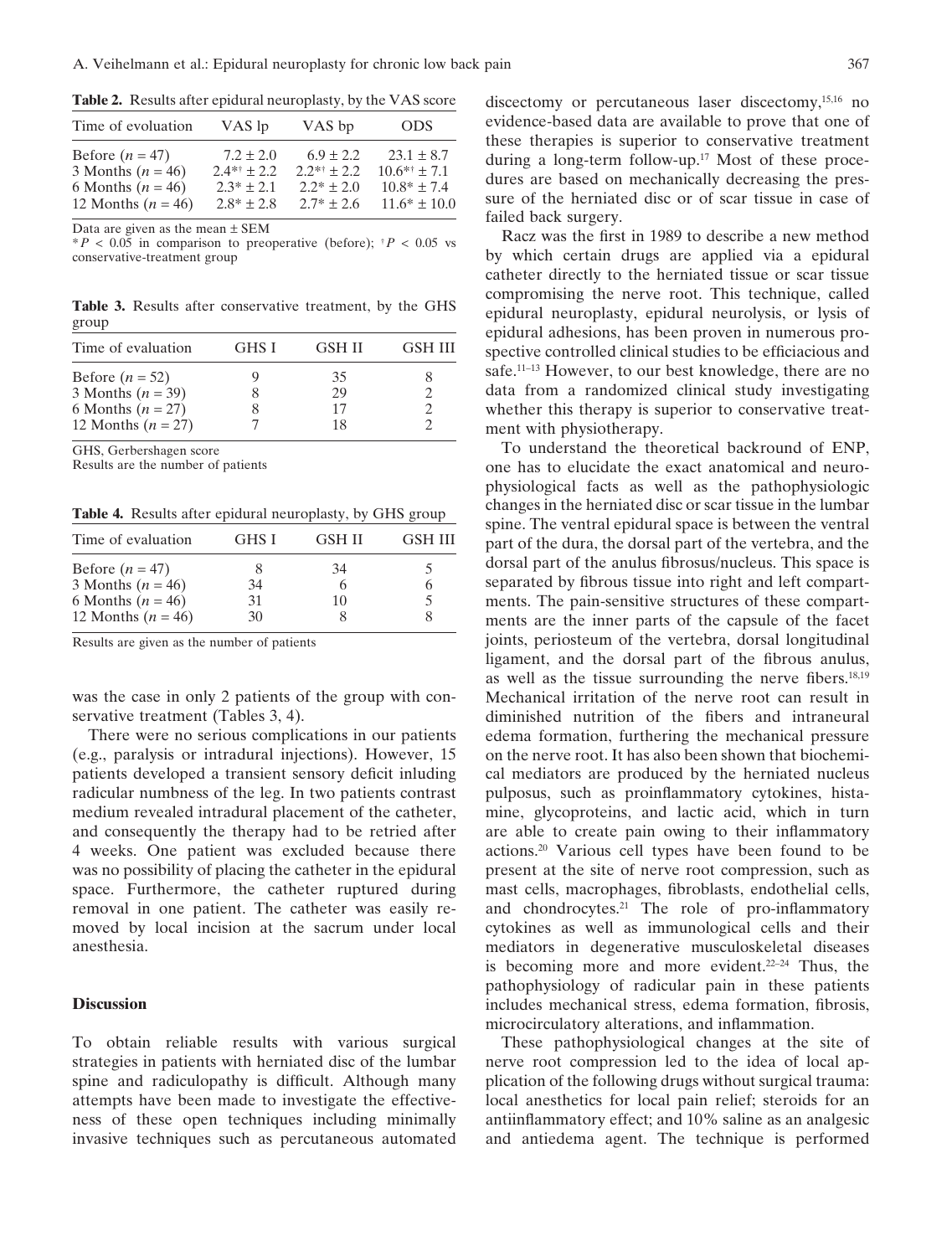**Table 2.** Results after epidural neuroplasty, by the VAS score

| Time of evoluation | VAS lp | VAS bp | ODS |
|---|---|---|---|
| Before ($n = 47$) | 7.2 ± 2.0 | 6.9 ± 2.2 | 23.1 ± 8.7 |
| 3 Months ($n = 46$) | 2.4*† ± 2.2 | 2.2*† ± 2.2 | 10.6*† ± 7.1 |
| 6 Months ($n = 46$) | 2.3* ± 2.1 | 2.2* ± 2.0 | 10.8* ± 7.4 |
| 12 Months ($n = 46$) | 2.8* ± 2.8 | 2.7* ± 2.6 | 11.6* ± 10.0 |

Data are given as the mean ± SEM

*$P < 0.05$ in comparison to preoperative (before); †$P < 0.05$ vs conservative-treatment group

**Table 3.** Results after conservative treatment, by the GHS group

| Time of evaluation | GHS I | GSH II | GSH III |
|---|---|---|---|
| Before ($n = 52$) | 9 | 35 | 8 |
| 3 Months ($n = 39$) | 8 | 29 | 2 |
| 6 Months ($n = 27$) | 8 | 17 | 2 |
| 12 Months ($n = 27$) | 7 | 18 | 2 |

GHS, Gerbershagen score

Results are the number of patients

**Table 4.** Results after epidural neuroplasty, by GHS group

| Time of evaluation | GHS I | GSH II | GSH III |
|---|---|---|---|
| Before ($n = 47$) | 8 | 34 | 5 |
| 3 Months ($n = 46$) | 34 | 6 | 6 |
| 6 Months ($n = 46$) | 31 | 10 | 5 |
| 12 Months ($n = 46$) | 30 | 8 | 8 |

Results are given as the number of patients

was the case in only 2 patients of the group with conservative treatment (Tables 3, 4).

There were no serious complications in our patients (e.g., paralysis or intradural injections). However, 15 patients developed a transient sensory deficit inluding radicular numbness of the leg. In two patients contrast medium revealed intradural placement of the catheter, and consequently the therapy had to be retried after 4 weeks. One patient was excluded because there was no possibility of placing the catheter in the epidural space. Furthermore, the catheter ruptured during removal in one patient. The catheter was easily removed by local incision at the sacrum under local anesthesia.

## Discussion

To obtain reliable results with various surgical strategies in patients with herniated disc of the lumbar spine and radiculopathy is difficult. Although many attempts have been made to investigate the effectiveness of these open techniques including minimally invasive techniques such as percutaneous automated discectomy or percutaneous laser discectomy,[15,16] no evidence-based data are available to prove that one of these therapies is superior to conservative treatment during a long-term follow-up.[17] Most of these procedures are based on mechanically decreasing the pressure of the herniated disc or of scar tissue in case of failed back surgery.

Racz was the first in 1989 to describe a new method by which certain drugs are applied via a epidural catheter directly to the herniated tissue or scar tissue compromising the nerve root. This technique, called epidural neuroplasty, epidural neurolysis, or lysis of epidural adhesions, has been proven in numerous prospective controlled clinical studies to be efficiacious and safe.[11–13] However, to our best knowledge, there are no data from a randomized clinical study investigating whether this therapy is superior to conservative treatment with physiotherapy.

To understand the theoretical backround of ENP, one has to elucidate the exact anatomical and neurophysiological facts as well as the pathophysiologic changes in the herniated disc or scar tissue in the lumbar spine. The ventral epidural space is between the ventral part of the dura, the dorsal part of the vertebra, and the dorsal part of the anulus fibrosus/nucleus. This space is separated by fibrous tissue into right and left compartments. The pain-sensitive structures of these compartments are the inner parts of the capsule of the facet joints, periosteum of the vertebra, dorsal longitudinal ligament, and the dorsal part of the fibrous anulus, as well as the tissue surrounding the nerve fibers.[18,19] Mechanical irritation of the nerve root can result in diminished nutrition of the fibers and intraneural edema formation, furthering the mechanical pressure on the nerve root. It has also been shown that biochemical mediators are produced by the herniated nucleus pulposus, such as proinflammatory cytokines, histamine, glycoproteins, and lactic acid, which in turn are able to create pain owing to their inflammatory actions.[20] Various cell types have been found to be present at the site of nerve root compression, such as mast cells, macrophages, fibroblasts, endothelial cells, and chondrocytes.[21] The role of pro-inflammatory cytokines as well as immunological cells and their mediators in degenerative musculoskeletal diseases is becoming more and more evident.[22–24] Thus, the pathophysiology of radicular pain in these patients includes mechanical stress, edema formation, fibrosis, microcirculatory alterations, and inflammation.

These pathophysiological changes at the site of nerve root compression led to the idea of local application of the following drugs without surgical trauma: local anesthetics for local pain relief; steroids for an antiinflammatory effect; and 10% saline as an analgesic and antiedema agent. The technique is performed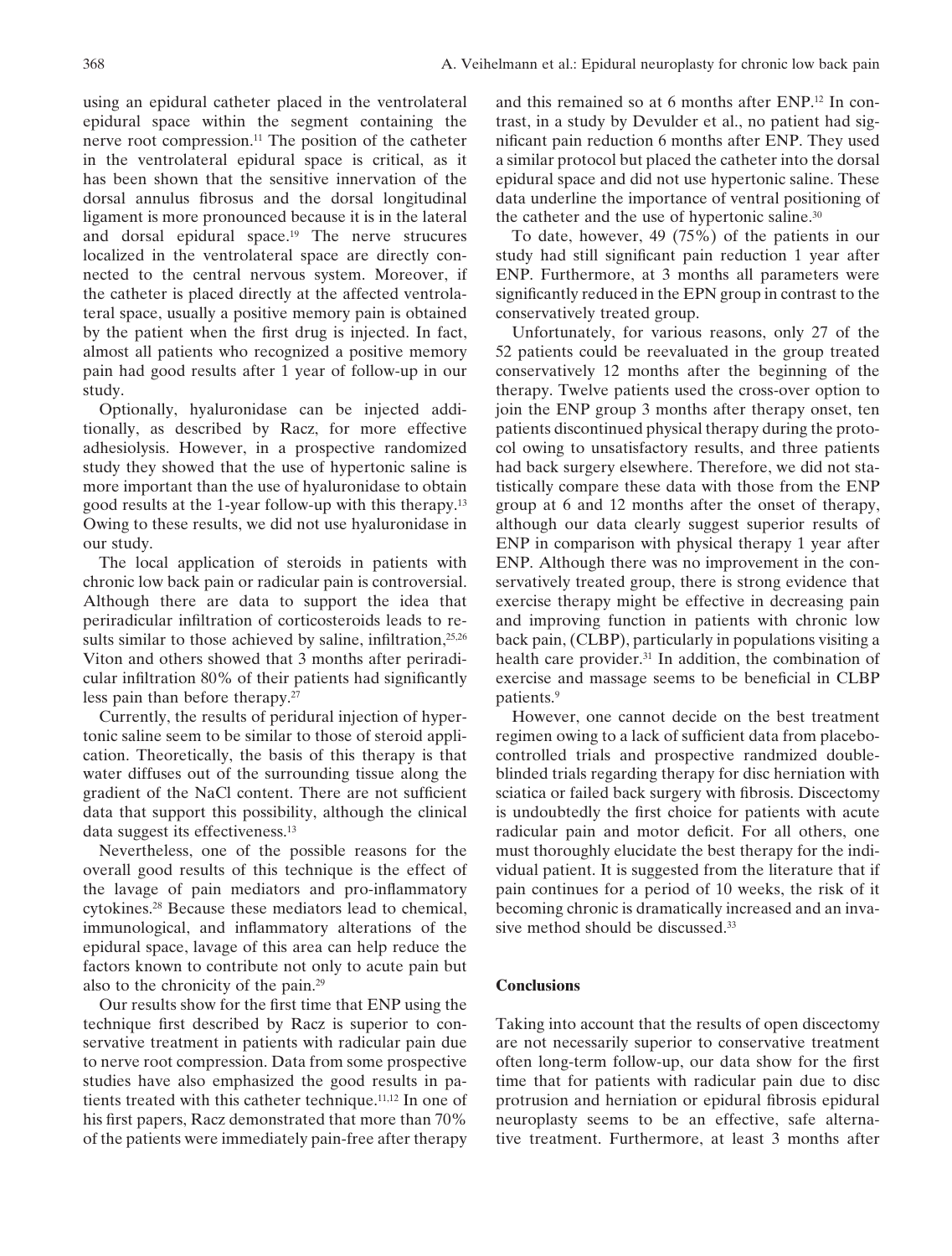using an epidural catheter placed in the ventrolateral epidural space within the segment containing the nerve root compression.[11] The position of the catheter in the ventrolateral epidural space is critical, as it has been shown that the sensitive innervation of the dorsal annulus fibrosus and the dorsal longitudinal ligament is more pronounced because it is in the lateral and dorsal epidural space.[19] The nerve strucures localized in the ventrolateral space are directly connected to the central nervous system. Moreover, if the catheter is placed directly at the affected ventrolateral space, usually a positive memory pain is obtained by the patient when the first drug is injected. In fact, almost all patients who recognized a positive memory pain had good results after 1 year of follow-up in our study.

Optionally, hyaluronidase can be injected additionally, as described by Racz, for more effective adhesiolysis. However, in a prospective randomized study they showed that the use of hypertonic saline is more important than the use of hyaluronidase to obtain good results at the 1-year follow-up with this therapy.[13] Owing to these results, we did not use hyaluronidase in our study.

The local application of steroids in patients with chronic low back pain or radicular pain is controversial. Although there are data to support the idea that periradicular infiltration of corticosteroids leads to results similar to those achieved by saline, infiltration,[25,26] Viton and others showed that 3 months after periradicular infiltration 80% of their patients had significantly less pain than before therapy.[27]

Currently, the results of peridural injection of hypertonic saline seem to be similar to those of steroid application. Theoretically, the basis of this therapy is that water diffuses out of the surrounding tissue along the gradient of the NaCl content. There are not sufficient data that support this possibility, although the clinical data suggest its effectiveness.[13]

Nevertheless, one of the possible reasons for the overall good results of this technique is the effect of the lavage of pain mediators and pro-inflammatory cytokines.[28] Because these mediators lead to chemical, immunological, and inflammatory alterations of the epidural space, lavage of this area can help reduce the factors known to contribute not only to acute pain but also to the chronicity of the pain.[29]

Our results show for the first time that ENP using the technique first described by Racz is superior to conservative treatment in patients with radicular pain due to nerve root compression. Data from some prospective studies have also emphasized the good results in patients treated with this catheter technique.[11,12] In one of his first papers, Racz demonstrated that more than 70% of the patients were immediately pain-free after therapy and this remained so at 6 months after ENP.[12] In contrast, in a study by Devulder et al., no patient had significant pain reduction 6 months after ENP. They used a similar protocol but placed the catheter into the dorsal epidural space and did not use hypertonic saline. These data underline the importance of ventral positioning of the catheter and the use of hypertonic saline.[30]

To date, however, 49 (75%) of the patients in our study had still significant pain reduction 1 year after ENP. Furthermore, at 3 months all parameters were significantly reduced in the EPN group in contrast to the conservatively treated group.

Unfortunately, for various reasons, only 27 of the 52 patients could be reevaluated in the group treated conservatively 12 months after the beginning of the therapy. Twelve patients used the cross-over option to join the ENP group 3 months after therapy onset, ten patients discontinued physical therapy during the protocol owing to unsatisfactory results, and three patients had back surgery elsewhere. Therefore, we did not statistically compare these data with those from the ENP group at 6 and 12 months after the onset of therapy, although our data clearly suggest superior results of ENP in comparison with physical therapy 1 year after ENP. Although there was no improvement in the conservatively treated group, there is strong evidence that exercise therapy might be effective in decreasing pain and improving function in patients with chronic low back pain, (CLBP), particularly in populations visiting a health care provider.[31] In addition, the combination of exercise and massage seems to be beneficial in CLBP patients.[9]

However, one cannot decide on the best treatment regimen owing to a lack of sufficient data from placebo-controlled trials and prospective randmized double-blinded trials regarding therapy for disc herniation with sciatica or failed back surgery with fibrosis. Discectomy is undoubtedly the first choice for patients with acute radicular pain and motor deficit. For all others, one must thoroughly elucidate the best therapy for the individual patient. It is suggested from the literature that if pain continues for a period of 10 weeks, the risk of it becoming chronic is dramatically increased and an invasive method should be discussed.[33]

## Conclusions

Taking into account that the results of open discectomy are not necessarily superior to conservative treatment often long-term follow-up, our data show for the first time that for patients with radicular pain due to disc protrusion and herniation or epidural fibrosis epidural neuroplasty seems to be an effective, safe alternative treatment. Furthermore, at least 3 months after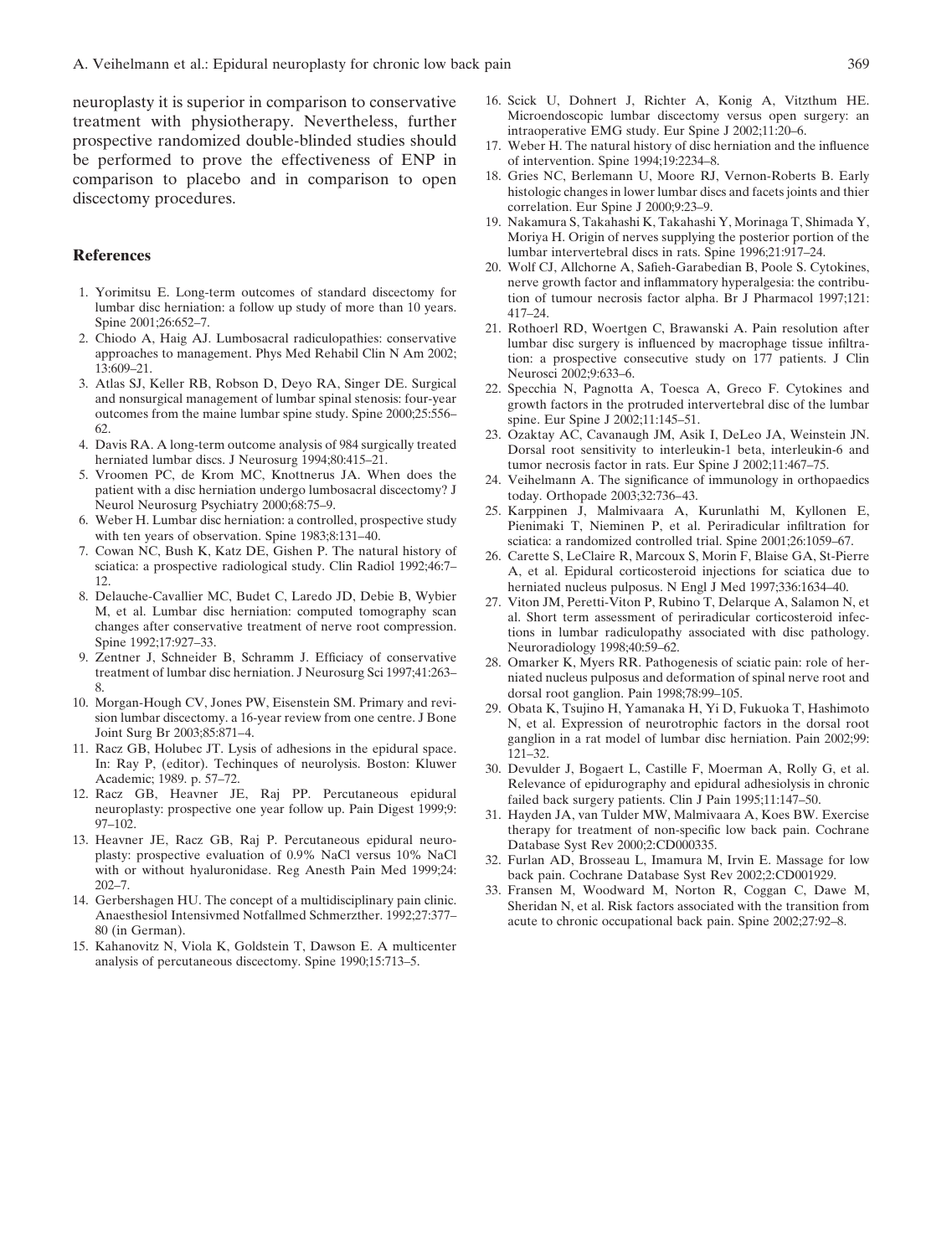neuroplasty it is superior in comparison to conservative treatment with physiotherapy. Nevertheless, further prospective randomized double-blinded studies should be performed to prove the effectiveness of ENP in comparison to placebo and in comparison to open discectomy procedures.

## References

1. Yorimitsu E. Long-term outcomes of standard discectomy for lumbar disc herniation: a follow up study of more than 10 years. Spine 2001;26:652–7.
2. Chiodo A, Haig AJ. Lumbosacral radiculopathies: conservative approaches to management. Phys Med Rehabil Clin N Am 2002; 13:609–21.
3. Atlas SJ, Keller RB, Robson D, Deyo RA, Singer DE. Surgical and nonsurgical management of lumbar spinal stenosis: four-year outcomes from the maine lumbar spine study. Spine 2000;25:556–62.
4. Davis RA. A long-term outcome analysis of 984 surgically treated herniated lumbar discs. J Neurosurg 1994;80:415–21.
5. Vroomen PC, de Krom MC, Knottnerus JA. When does the patient with a disc herniation undergo lumbosacral discectomy? J Neurol Neurosurg Psychiatry 2000;68:75–9.
6. Weber H. Lumbar disc herniation: a controlled, prospective study with ten years of observation. Spine 1983;8:131–40.
7. Cowan NC, Bush K, Katz DE, Gishen P. The natural history of sciatica: a prospective radiological study. Clin Radiol 1992;46:7–12.
8. Delauche-Cavallier MC, Budet C, Laredo JD, Debie B, Wybier M, et al. Lumbar disc herniation: computed tomography scan changes after conservative treatment of nerve root compression. Spine 1992;17:927–33.
9. Zentner J, Schneider B, Schramm J. Efficiacy of conservative treatment of lumbar disc herniation. J Neurosurg Sci 1997;41:263–8.
10. Morgan-Hough CV, Jones PW, Eisenstein SM. Primary and revision lumbar discectomy. a 16-year review from one centre. J Bone Joint Surg Br 2003;85:871–4.
11. Racz GB, Holubec JT. Lysis of adhesions in the epidural space. In: Ray P, (editor). Techinques of neurolysis. Boston: Kluwer Academic; 1989. p. 57–72.
12. Racz GB, Heavner JE, Raj PP. Percutaneous epidural neuroplasty: prospective one year follow up. Pain Digest 1999;9: 97–102.
13. Heavner JE, Racz GB, Raj P. Percutaneous epidural neuroplasty: prospective evaluation of 0.9% NaCl versus 10% NaCl with or without hyaluronidase. Reg Anesth Pain Med 1999;24: 202–7.
14. Gerbershagen HU. The concept of a multidisciplinary pain clinic. Anaesthesiol Intensivmed Notfallmed Schmerzther. 1992;27:377–80 (in German).
15. Kahanovitz N, Viola K, Goldstein T, Dawson E. A multicenter analysis of percutaneous discectomy. Spine 1990;15:713–5.
16. Scick U, Dohnert J, Richter A, Konig A, Vitzthum HE. Microendoscopic lumbar discectomy versus open surgery: an intraoperative EMG study. Eur Spine J 2002;11:20–6.
17. Weber H. The natural history of disc herniation and the influence of intervention. Spine 1994;19:2234–8.
18. Gries NC, Berlemann U, Moore RJ, Vernon-Roberts B. Early histologic changes in lower lumbar discs and facets joints and thier correlation. Eur Spine J 2000;9:23–9.
19. Nakamura S, Takahashi K, Takahashi Y, Morinaga T, Shimada Y, Moriya H. Origin of nerves supplying the posterior portion of the lumbar intervertebral discs in rats. Spine 1996;21:917–24.
20. Wolf CJ, Allchorne A, Safieh-Garabedian B, Poole S. Cytokines, nerve growth factor and inflammatory hyperalgesia: the contribution of tumour necrosis factor alpha. Br J Pharmacol 1997;121: 417–24.
21. Rothoerl RD, Woertgen C, Brawanski A. Pain resolution after lumbar disc surgery is influenced by macrophage tissue infiltration: a prospective consecutive study on 177 patients. J Clin Neurosci 2002;9:633–6.
22. Specchia N, Pagnotta A, Toesca A, Greco F. Cytokines and growth factors in the protruded intervertebral disc of the lumbar spine. Eur Spine J 2002;11:145–51.
23. Ozaktay AC, Cavanaugh JM, Asik I, DeLeo JA, Weinstein JN. Dorsal root sensitivity to interleukin-1 beta, interleukin-6 and tumor necrosis factor in rats. Eur Spine J 2002;11:467–75.
24. Veihelmann A. The significance of immunology in orthopaedics today. Orthopade 2003;32:736–43.
25. Karppinen J, Malmivaara A, Kurunlathi M, Kyllonen E, Pienimaki T, Nieminen P, et al. Periradicular infiltration for sciatica: a randomized controlled trial. Spine 2001;26:1059–67.
26. Carette S, LeClaire R, Marcoux S, Morin F, Blaise GA, St-Pierre A, et al. Epidural corticosteroid injections for sciatica due to herniated nucleus pulposus. N Engl J Med 1997;336:1634–40.
27. Viton JM, Peretti-Viton P, Rubino T, Delarque A, Salamon N, et al. Short term assessment of periradicular corticosteroid infections in lumbar radiculopathy associated with disc pathology. Neuroradiology 1998;40:59–62.
28. Omarker K, Myers RR. Pathogenesis of sciatic pain: role of herniated nucleus pulposus and deformation of spinal nerve root and dorsal root ganglion. Pain 1998;78:99–105.
29. Obata K, Tsujino H, Yamanaka H, Yi D, Fukuoka T, Hashimoto N, et al. Expression of neurotrophic factors in the dorsal root ganglion in a rat model of lumbar disc herniation. Pain 2002;99: 121–32.
30. Devulder J, Bogaert L, Castille F, Moerman A, Rolly G, et al. Relevance of epidurography and epidural adhesiolysis in chronic failed back surgery patients. Clin J Pain 1995;11:147–50.
31. Hayden JA, van Tulder MW, Malmivaara A, Koes BW. Exercise therapy for treatment of non-specific low back pain. Cochrane Database Syst Rev 2000;2:CD000335.
32. Furlan AD, Brosseau L, Imamura M, Irvin E. Massage for low back pain. Cochrane Database Syst Rev 2002;2:CD001929.
33. Fransen M, Woodward M, Norton R, Coggan C, Dawe M, Sheridan N, et al. Risk factors associated with the transition from acute to chronic occupational back pain. Spine 2002;27:92–8.